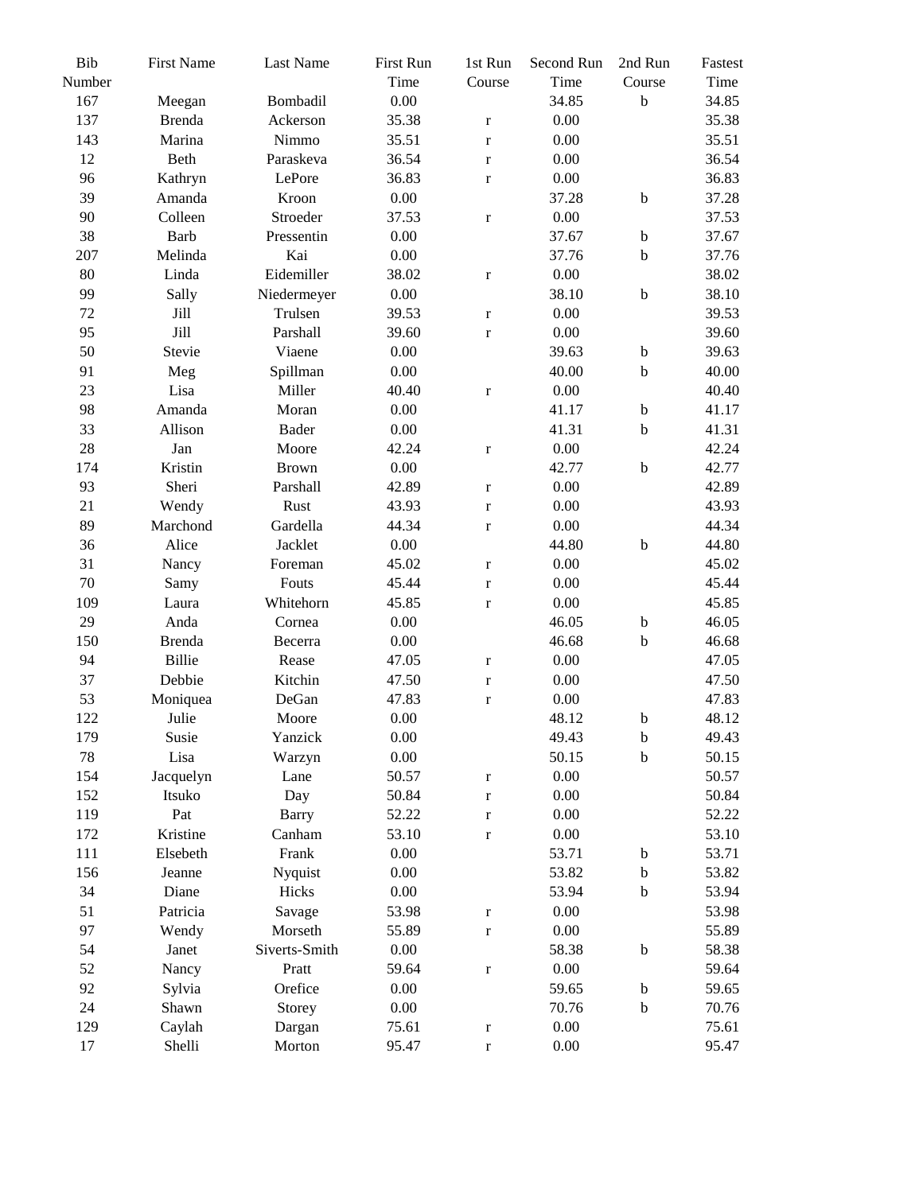| Bib Number | First Name | Last Name | First Run Time | 1st Run Course | Second Run Time | 2nd Run Course | Fastest Time |
|---|---|---|---|---|---|---|---|
| 167 | Meegan | Bombadil | 0.00 | | 34.85 | b | 34.85 |
| 137 | Brenda | Ackerson | 35.38 | r | 0.00 | | 35.38 |
| 143 | Marina | Nimmo | 35.51 | r | 0.00 | | 35.51 |
| 12 | Beth | Paraskeva | 36.54 | r | 0.00 | | 36.54 |
| 96 | Kathryn | LePore | 36.83 | r | 0.00 | | 36.83 |
| 39 | Amanda | Kroon | 0.00 | | 37.28 | b | 37.28 |
| 90 | Colleen | Stroeder | 37.53 | r | 0.00 | | 37.53 |
| 38 | Barb | Pressentin | 0.00 | | 37.67 | b | 37.67 |
| 207 | Melinda | Kai | 0.00 | | 37.76 | b | 37.76 |
| 80 | Linda | Eidemiller | 38.02 | r | 0.00 | | 38.02 |
| 99 | Sally | Niedermeyer | 0.00 | | 38.10 | b | 38.10 |
| 72 | Jill | Trulsen | 39.53 | r | 0.00 | | 39.53 |
| 95 | Jill | Parshall | 39.60 | r | 0.00 | | 39.60 |
| 50 | Stevie | Viaene | 0.00 | | 39.63 | b | 39.63 |
| 91 | Meg | Spillman | 0.00 | | 40.00 | b | 40.00 |
| 23 | Lisa | Miller | 40.40 | r | 0.00 | | 40.40 |
| 98 | Amanda | Moran | 0.00 | | 41.17 | b | 41.17 |
| 33 | Allison | Bader | 0.00 | | 41.31 | b | 41.31 |
| 28 | Jan | Moore | 42.24 | r | 0.00 | | 42.24 |
| 174 | Kristin | Brown | 0.00 | | 42.77 | b | 42.77 |
| 93 | Sheri | Parshall | 42.89 | r | 0.00 | | 42.89 |
| 21 | Wendy | Rust | 43.93 | r | 0.00 | | 43.93 |
| 89 | Marchond | Gardella | 44.34 | r | 0.00 | | 44.34 |
| 36 | Alice | Jacklet | 0.00 | | 44.80 | b | 44.80 |
| 31 | Nancy | Foreman | 45.02 | r | 0.00 | | 45.02 |
| 70 | Samy | Fouts | 45.44 | r | 0.00 | | 45.44 |
| 109 | Laura | Whitehorn | 45.85 | r | 0.00 | | 45.85 |
| 29 | Anda | Cornea | 0.00 | | 46.05 | b | 46.05 |
| 150 | Brenda | Becerra | 0.00 | | 46.68 | b | 46.68 |
| 94 | Billie | Rease | 47.05 | r | 0.00 | | 47.05 |
| 37 | Debbie | Kitchin | 47.50 | r | 0.00 | | 47.50 |
| 53 | Moniquea | DeGan | 47.83 | r | 0.00 | | 47.83 |
| 122 | Julie | Moore | 0.00 | | 48.12 | b | 48.12 |
| 179 | Susie | Yanzick | 0.00 | | 49.43 | b | 49.43 |
| 78 | Lisa | Warzyn | 0.00 | | 50.15 | b | 50.15 |
| 154 | Jacquelyn | Lane | 50.57 | r | 0.00 | | 50.57 |
| 152 | Itsuko | Day | 50.84 | r | 0.00 | | 50.84 |
| 119 | Pat | Barry | 52.22 | r | 0.00 | | 52.22 |
| 172 | Kristine | Canham | 53.10 | r | 0.00 | | 53.10 |
| 111 | Elsebeth | Frank | 0.00 | | 53.71 | b | 53.71 |
| 156 | Jeanne | Nyquist | 0.00 | | 53.82 | b | 53.82 |
| 34 | Diane | Hicks | 0.00 | | 53.94 | b | 53.94 |
| 51 | Patricia | Savage | 53.98 | r | 0.00 | | 53.98 |
| 97 | Wendy | Morseth | 55.89 | r | 0.00 | | 55.89 |
| 54 | Janet | Siverts-Smith | 0.00 | | 58.38 | b | 58.38 |
| 52 | Nancy | Pratt | 59.64 | r | 0.00 | | 59.64 |
| 92 | Sylvia | Orefice | 0.00 | | 59.65 | b | 59.65 |
| 24 | Shawn | Storey | 0.00 | | 70.76 | b | 70.76 |
| 129 | Caylah | Dargan | 75.61 | r | 0.00 | | 75.61 |
| 17 | Shelli | Morton | 95.47 | r | 0.00 | | 95.47 |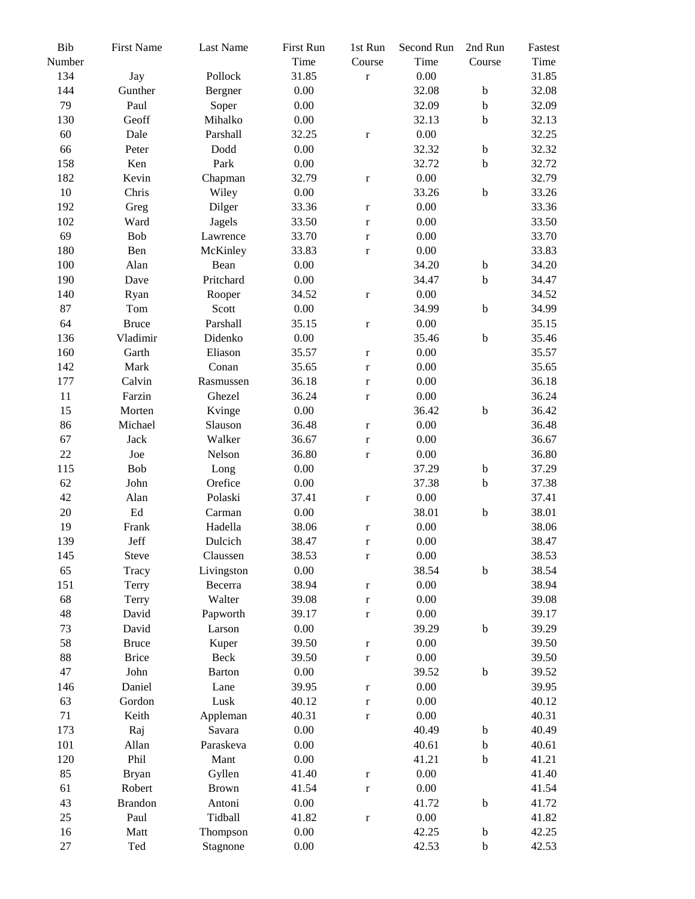| Bib Number | First Name | Last Name | First Run Time | 1st Run Course | Second Run Time | 2nd Run Course | Fastest Time |
|---|---|---|---|---|---|---|---|
| 134 | Jay | Pollock | 31.85 | r | 0.00 | | 31.85 |
| 144 | Gunther | Bergner | 0.00 | | 32.08 | b | 32.08 |
| 79 | Paul | Soper | 0.00 | | 32.09 | b | 32.09 |
| 130 | Geoff | Mihalko | 0.00 | | 32.13 | b | 32.13 |
| 60 | Dale | Parshall | 32.25 | r | 0.00 | | 32.25 |
| 66 | Peter | Dodd | 0.00 | | 32.32 | b | 32.32 |
| 158 | Ken | Park | 0.00 | | 32.72 | b | 32.72 |
| 182 | Kevin | Chapman | 32.79 | r | 0.00 | | 32.79 |
| 10 | Chris | Wiley | 0.00 | | 33.26 | b | 33.26 |
| 192 | Greg | Dilger | 33.36 | r | 0.00 | | 33.36 |
| 102 | Ward | Jagels | 33.50 | r | 0.00 | | 33.50 |
| 69 | Bob | Lawrence | 33.70 | r | 0.00 | | 33.70 |
| 180 | Ben | McKinley | 33.83 | r | 0.00 | | 33.83 |
| 100 | Alan | Bean | 0.00 | | 34.20 | b | 34.20 |
| 190 | Dave | Pritchard | 0.00 | | 34.47 | b | 34.47 |
| 140 | Ryan | Rooper | 34.52 | r | 0.00 | | 34.52 |
| 87 | Tom | Scott | 0.00 | | 34.99 | b | 34.99 |
| 64 | Bruce | Parshall | 35.15 | r | 0.00 | | 35.15 |
| 136 | Vladimir | Didenko | 0.00 | | 35.46 | b | 35.46 |
| 160 | Garth | Eliason | 35.57 | r | 0.00 | | 35.57 |
| 142 | Mark | Conan | 35.65 | r | 0.00 | | 35.65 |
| 177 | Calvin | Rasmussen | 36.18 | r | 0.00 | | 36.18 |
| 11 | Farzin | Ghezel | 36.24 | r | 0.00 | | 36.24 |
| 15 | Morten | Kvinge | 0.00 | | 36.42 | b | 36.42 |
| 86 | Michael | Slauson | 36.48 | r | 0.00 | | 36.48 |
| 67 | Jack | Walker | 36.67 | r | 0.00 | | 36.67 |
| 22 | Joe | Nelson | 36.80 | r | 0.00 | | 36.80 |
| 115 | Bob | Long | 0.00 | | 37.29 | b | 37.29 |
| 62 | John | Orefice | 0.00 | | 37.38 | b | 37.38 |
| 42 | Alan | Polaski | 37.41 | r | 0.00 | | 37.41 |
| 20 | Ed | Carman | 0.00 | | 38.01 | b | 38.01 |
| 19 | Frank | Hadella | 38.06 | r | 0.00 | | 38.06 |
| 139 | Jeff | Dulcich | 38.47 | r | 0.00 | | 38.47 |
| 145 | Steve | Claussen | 38.53 | r | 0.00 | | 38.53 |
| 65 | Tracy | Livingston | 0.00 | | 38.54 | b | 38.54 |
| 151 | Terry | Becerra | 38.94 | r | 0.00 | | 38.94 |
| 68 | Terry | Walter | 39.08 | r | 0.00 | | 39.08 |
| 48 | David | Papworth | 39.17 | r | 0.00 | | 39.17 |
| 73 | David | Larson | 0.00 | | 39.29 | b | 39.29 |
| 58 | Bruce | Kuper | 39.50 | r | 0.00 | | 39.50 |
| 88 | Brice | Beck | 39.50 | r | 0.00 | | 39.50 |
| 47 | John | Barton | 0.00 | | 39.52 | b | 39.52 |
| 146 | Daniel | Lane | 39.95 | r | 0.00 | | 39.95 |
| 63 | Gordon | Lusk | 40.12 | r | 0.00 | | 40.12 |
| 71 | Keith | Appleman | 40.31 | r | 0.00 | | 40.31 |
| 173 | Raj | Savara | 0.00 | | 40.49 | b | 40.49 |
| 101 | Allan | Paraskeva | 0.00 | | 40.61 | b | 40.61 |
| 120 | Phil | Mant | 0.00 | | 41.21 | b | 41.21 |
| 85 | Bryan | Gyllen | 41.40 | r | 0.00 | | 41.40 |
| 61 | Robert | Brown | 41.54 | r | 0.00 | | 41.54 |
| 43 | Brandon | Antoni | 0.00 | | 41.72 | b | 41.72 |
| 25 | Paul | Tidball | 41.82 | r | 0.00 | | 41.82 |
| 16 | Matt | Thompson | 0.00 | | 42.25 | b | 42.25 |
| 27 | Ted | Stagnone | 0.00 | | 42.53 | b | 42.53 |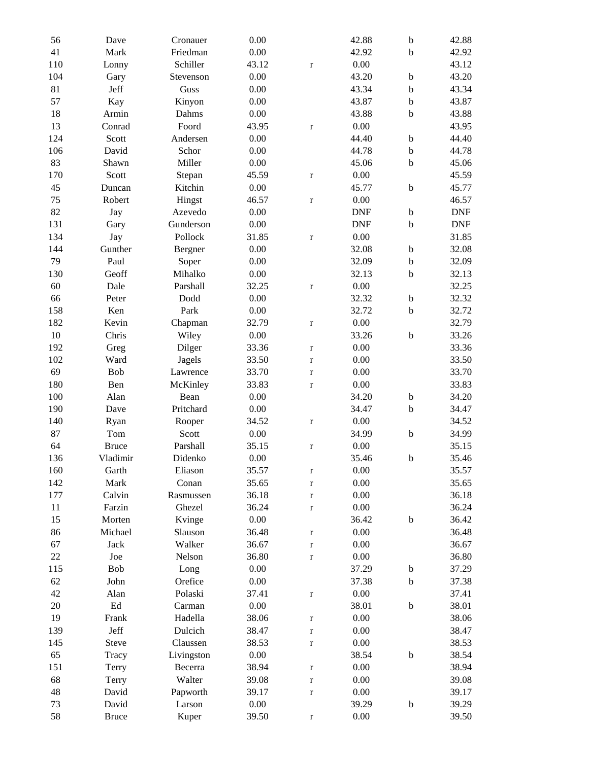| | | | | | | | |
|---|---|---|---|---|---|---|---|
| 56 | Dave | Cronauer | 0.00 | | 42.88 | b | 42.88 |
| 41 | Mark | Friedman | 0.00 | | 42.92 | b | 42.92 |
| 110 | Lonny | Schiller | 43.12 | r | 0.00 | | 43.12 |
| 104 | Gary | Stevenson | 0.00 | | 43.20 | b | 43.20 |
| 81 | Jeff | Guss | 0.00 | | 43.34 | b | 43.34 |
| 57 | Kay | Kinyon | 0.00 | | 43.87 | b | 43.87 |
| 18 | Armin | Dahms | 0.00 | | 43.88 | b | 43.88 |
| 13 | Conrad | Foord | 43.95 | r | 0.00 | | 43.95 |
| 124 | Scott | Andersen | 0.00 | | 44.40 | b | 44.40 |
| 106 | David | Schor | 0.00 | | 44.78 | b | 44.78 |
| 83 | Shawn | Miller | 0.00 | | 45.06 | b | 45.06 |
| 170 | Scott | Stepan | 45.59 | r | 0.00 | | 45.59 |
| 45 | Duncan | Kitchin | 0.00 | | 45.77 | b | 45.77 |
| 75 | Robert | Hingst | 46.57 | r | 0.00 | | 46.57 |
| 82 | Jay | Azevedo | 0.00 | | DNF | b | DNF |
| 131 | Gary | Gunderson | 0.00 | | DNF | b | DNF |
| 134 | Jay | Pollock | 31.85 | r | 0.00 | | 31.85 |
| 144 | Gunther | Bergner | 0.00 | | 32.08 | b | 32.08 |
| 79 | Paul | Soper | 0.00 | | 32.09 | b | 32.09 |
| 130 | Geoff | Mihalko | 0.00 | | 32.13 | b | 32.13 |
| 60 | Dale | Parshall | 32.25 | r | 0.00 | | 32.25 |
| 66 | Peter | Dodd | 0.00 | | 32.32 | b | 32.32 |
| 158 | Ken | Park | 0.00 | | 32.72 | b | 32.72 |
| 182 | Kevin | Chapman | 32.79 | r | 0.00 | | 32.79 |
| 10 | Chris | Wiley | 0.00 | | 33.26 | b | 33.26 |
| 192 | Greg | Dilger | 33.36 | r | 0.00 | | 33.36 |
| 102 | Ward | Jagels | 33.50 | r | 0.00 | | 33.50 |
| 69 | Bob | Lawrence | 33.70 | r | 0.00 | | 33.70 |
| 180 | Ben | McKinley | 33.83 | r | 0.00 | | 33.83 |
| 100 | Alan | Bean | 0.00 | | 34.20 | b | 34.20 |
| 190 | Dave | Pritchard | 0.00 | | 34.47 | b | 34.47 |
| 140 | Ryan | Rooper | 34.52 | r | 0.00 | | 34.52 |
| 87 | Tom | Scott | 0.00 | | 34.99 | b | 34.99 |
| 64 | Bruce | Parshall | 35.15 | r | 0.00 | | 35.15 |
| 136 | Vladimir | Didenko | 0.00 | | 35.46 | b | 35.46 |
| 160 | Garth | Eliason | 35.57 | r | 0.00 | | 35.57 |
| 142 | Mark | Conan | 35.65 | r | 0.00 | | 35.65 |
| 177 | Calvin | Rasmussen | 36.18 | r | 0.00 | | 36.18 |
| 11 | Farzin | Ghezel | 36.24 | r | 0.00 | | 36.24 |
| 15 | Morten | Kvinge | 0.00 | | 36.42 | b | 36.42 |
| 86 | Michael | Slauson | 36.48 | r | 0.00 | | 36.48 |
| 67 | Jack | Walker | 36.67 | r | 0.00 | | 36.67 |
| 22 | Joe | Nelson | 36.80 | r | 0.00 | | 36.80 |
| 115 | Bob | Long | 0.00 | | 37.29 | b | 37.29 |
| 62 | John | Orefice | 0.00 | | 37.38 | b | 37.38 |
| 42 | Alan | Polaski | 37.41 | r | 0.00 | | 37.41 |
| 20 | Ed | Carman | 0.00 | | 38.01 | b | 38.01 |
| 19 | Frank | Hadella | 38.06 | r | 0.00 | | 38.06 |
| 139 | Jeff | Dulcich | 38.47 | r | 0.00 | | 38.47 |
| 145 | Steve | Claussen | 38.53 | r | 0.00 | | 38.53 |
| 65 | Tracy | Livingston | 0.00 | | 38.54 | b | 38.54 |
| 151 | Terry | Becerra | 38.94 | r | 0.00 | | 38.94 |
| 68 | Terry | Walter | 39.08 | r | 0.00 | | 39.08 |
| 48 | David | Papworth | 39.17 | r | 0.00 | | 39.17 |
| 73 | David | Larson | 0.00 | | 39.29 | b | 39.29 |
| 58 | Bruce | Kuper | 39.50 | r | 0.00 | | 39.50 |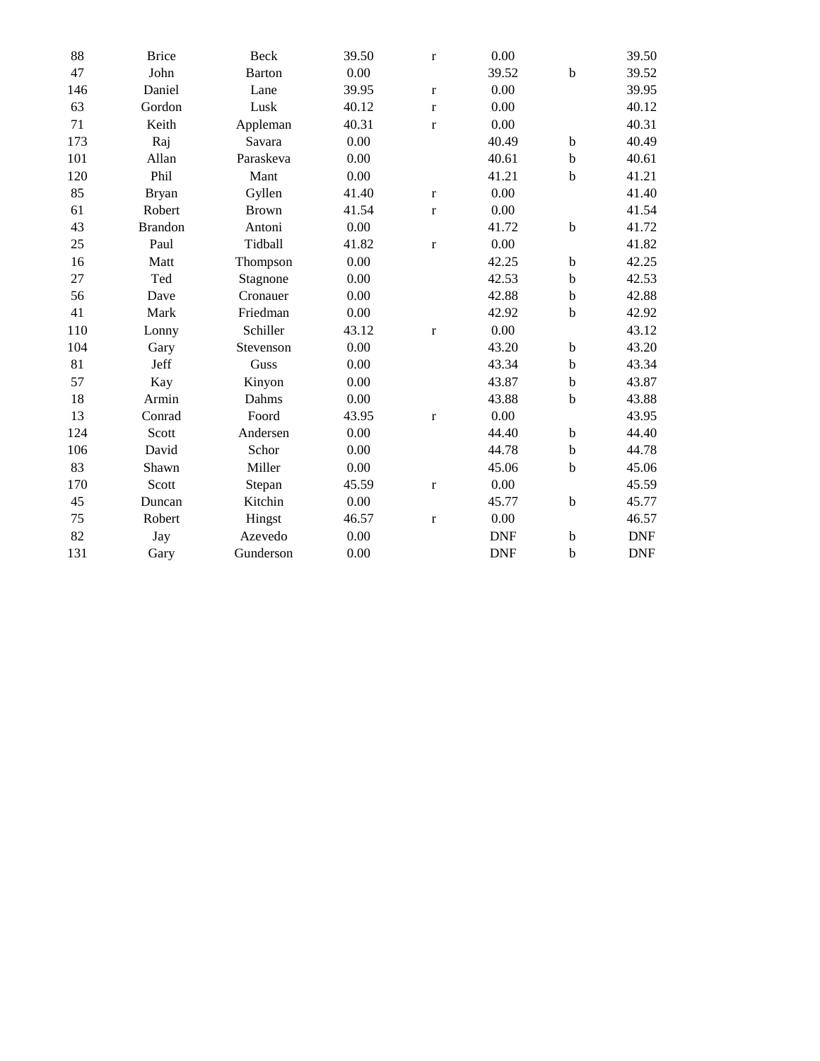| | | | | | | | |
|---|---|---|---|---|---|---|---|
| 88 | Brice | Beck | 39.50 | r | 0.00 | | 39.50 |
| 47 | John | Barton | 0.00 | | 39.52 | b | 39.52 |
| 146 | Daniel | Lane | 39.95 | r | 0.00 | | 39.95 |
| 63 | Gordon | Lusk | 40.12 | r | 0.00 | | 40.12 |
| 71 | Keith | Appleman | 40.31 | r | 0.00 | | 40.31 |
| 173 | Raj | Savara | 0.00 | | 40.49 | b | 40.49 |
| 101 | Allan | Paraskeva | 0.00 | | 40.61 | b | 40.61 |
| 120 | Phil | Mant | 0.00 | | 41.21 | b | 41.21 |
| 85 | Bryan | Gyllen | 41.40 | r | 0.00 | | 41.40 |
| 61 | Robert | Brown | 41.54 | r | 0.00 | | 41.54 |
| 43 | Brandon | Antoni | 0.00 | | 41.72 | b | 41.72 |
| 25 | Paul | Tidball | 41.82 | r | 0.00 | | 41.82 |
| 16 | Matt | Thompson | 0.00 | | 42.25 | b | 42.25 |
| 27 | Ted | Stagnone | 0.00 | | 42.53 | b | 42.53 |
| 56 | Dave | Cronauer | 0.00 | | 42.88 | b | 42.88 |
| 41 | Mark | Friedman | 0.00 | | 42.92 | b | 42.92 |
| 110 | Lonny | Schiller | 43.12 | r | 0.00 | | 43.12 |
| 104 | Gary | Stevenson | 0.00 | | 43.20 | b | 43.20 |
| 81 | Jeff | Guss | 0.00 | | 43.34 | b | 43.34 |
| 57 | Kay | Kinyon | 0.00 | | 43.87 | b | 43.87 |
| 18 | Armin | Dahms | 0.00 | | 43.88 | b | 43.88 |
| 13 | Conrad | Foord | 43.95 | r | 0.00 | | 43.95 |
| 124 | Scott | Andersen | 0.00 | | 44.40 | b | 44.40 |
| 106 | David | Schor | 0.00 | | 44.78 | b | 44.78 |
| 83 | Shawn | Miller | 0.00 | | 45.06 | b | 45.06 |
| 170 | Scott | Stepan | 45.59 | r | 0.00 | | 45.59 |
| 45 | Duncan | Kitchin | 0.00 | | 45.77 | b | 45.77 |
| 75 | Robert | Hingst | 46.57 | r | 0.00 | | 46.57 |
| 82 | Jay | Azevedo | 0.00 | | DNF | b | DNF |
| 131 | Gary | Gunderson | 0.00 | | DNF | b | DNF |